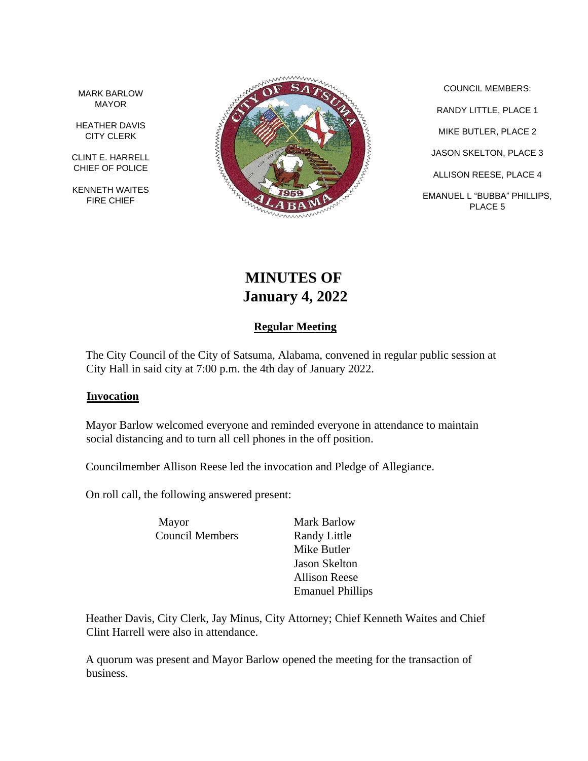MARK BARLOW
MAYOR

HEATHER DAVIS
CITY CLERK

CLINT E. HARRELL
CHIEF OF POLICE

KENNETH WAITES
FIRE CHIEF

COUNCIL MEMBERS:

RANDY LITTLE, PLACE 1

MIKE BUTLER, PLACE 2

JASON SKELTON, PLACE 3

ALLISON REESE, PLACE 4

EMANUEL L "BUBBA" PHILLIPS, PLACE 5

# MINUTES OF January 4, 2022

## Regular Meeting

The City Council of the City of Satsuma, Alabama, convened in regular public session at City Hall in said city at 7:00 p.m. the 4th day of January 2022.

### Invocation

Mayor Barlow welcomed everyone and reminded everyone in attendance to maintain social distancing and to turn all cell phones in the off position.

Councilmember Allison Reese led the invocation and Pledge of Allegiance.

On roll call, the following answered present:

| | |
|---|---|
| Mayor | Mark Barlow |
| Council Members | Randy Little |
| | Mike Butler |
| | Jason Skelton |
| | Allison Reese |
| | Emanuel Phillips |

Heather Davis, City Clerk, Jay Minus, City Attorney; Chief Kenneth Waites and Chief Clint Harrell were also in attendance.

A quorum was present and Mayor Barlow opened the meeting for the transaction of business.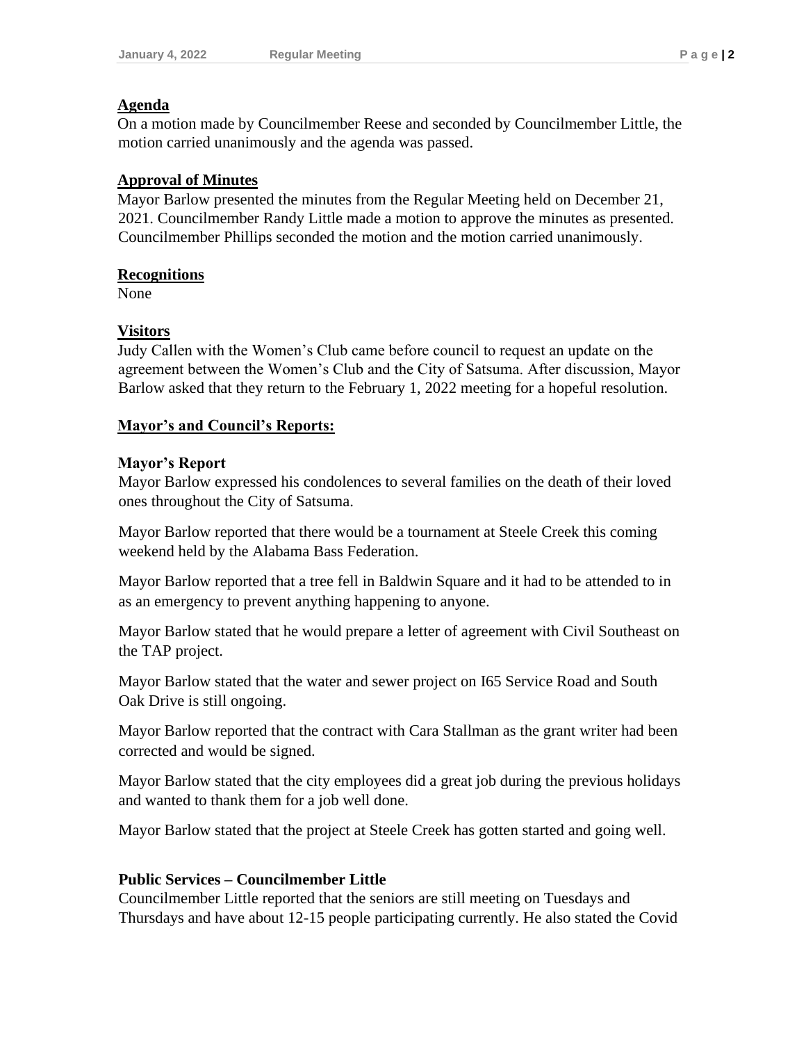**Agenda**

On a motion made by Councilmember Reese and seconded by Councilmember Little, the motion carried unanimously and the agenda was passed.

**Approval of Minutes**

Mayor Barlow presented the minutes from the Regular Meeting held on December 21, 2021. Councilmember Randy Little made a motion to approve the minutes as presented. Councilmember Phillips seconded the motion and the motion carried unanimously.

**Recognitions**

None

**Visitors**

Judy Callen with the Women's Club came before council to request an update on the agreement between the Women's Club and the City of Satsuma. After discussion, Mayor Barlow asked that they return to the February 1, 2022 meeting for a hopeful resolution.

**Mayor's and Council's Reports:**

**Mayor's Report**

Mayor Barlow expressed his condolences to several families on the death of their loved ones throughout the City of Satsuma.

Mayor Barlow reported that there would be a tournament at Steele Creek this coming weekend held by the Alabama Bass Federation.

Mayor Barlow reported that a tree fell in Baldwin Square and it had to be attended to in as an emergency to prevent anything happening to anyone.

Mayor Barlow stated that he would prepare a letter of agreement with Civil Southeast on the TAP project.

Mayor Barlow stated that the water and sewer project on I65 Service Road and South Oak Drive is still ongoing.

Mayor Barlow reported that the contract with Cara Stallman as the grant writer had been corrected and would be signed.

Mayor Barlow stated that the city employees did a great job during the previous holidays and wanted to thank them for a job well done.

Mayor Barlow stated that the project at Steele Creek has gotten started and going well.

**Public Services – Councilmember Little**

Councilmember Little reported that the seniors are still meeting on Tuesdays and Thursdays and have about 12-15 people participating currently. He also stated the Covid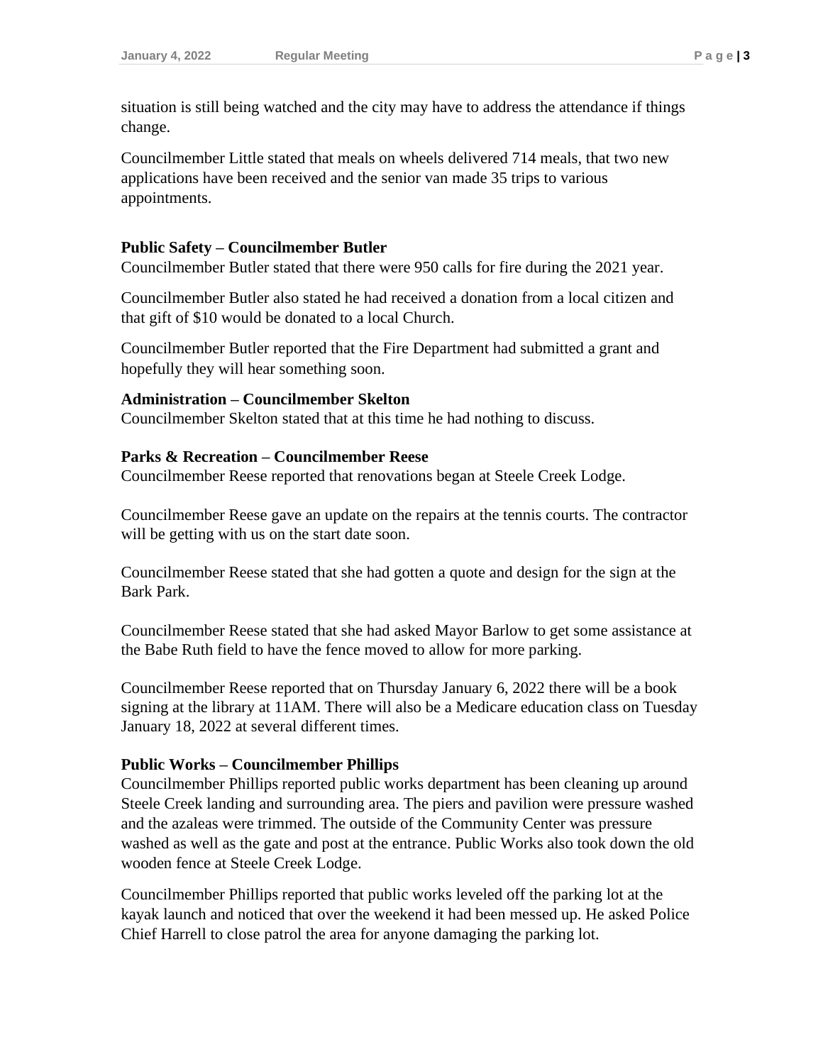situation is still being watched and the city may have to address the attendance if things change.

Councilmember Little stated that meals on wheels delivered 714 meals, that two new applications have been received and the senior van made 35 trips to various appointments.

**Public Safety – Councilmember Butler**
Councilmember Butler stated that there were 950 calls for fire during the 2021 year.

Councilmember Butler also stated he had received a donation from a local citizen and that gift of $10 would be donated to a local Church.

Councilmember Butler reported that the Fire Department had submitted a grant and hopefully they will hear something soon.

**Administration – Councilmember Skelton**
Councilmember Skelton stated that at this time he had nothing to discuss.

**Parks & Recreation – Councilmember Reese**
Councilmember Reese reported that renovations began at Steele Creek Lodge.

Councilmember Reese gave an update on the repairs at the tennis courts. The contractor will be getting with us on the start date soon.

Councilmember Reese stated that she had gotten a quote and design for the sign at the Bark Park.

Councilmember Reese stated that she had asked Mayor Barlow to get some assistance at the Babe Ruth field to have the fence moved to allow for more parking.

Councilmember Reese reported that on Thursday January 6, 2022 there will be a book signing at the library at 11AM. There will also be a Medicare education class on Tuesday January 18, 2022 at several different times.

**Public Works – Councilmember Phillips**
Councilmember Phillips reported public works department has been cleaning up around Steele Creek landing and surrounding area. The piers and pavilion were pressure washed and the azaleas were trimmed. The outside of the Community Center was pressure washed as well as the gate and post at the entrance. Public Works also took down the old wooden fence at Steele Creek Lodge.

Councilmember Phillips reported that public works leveled off the parking lot at the kayak launch and noticed that over the weekend it had been messed up. He asked Police Chief Harrell to close patrol the area for anyone damaging the parking lot.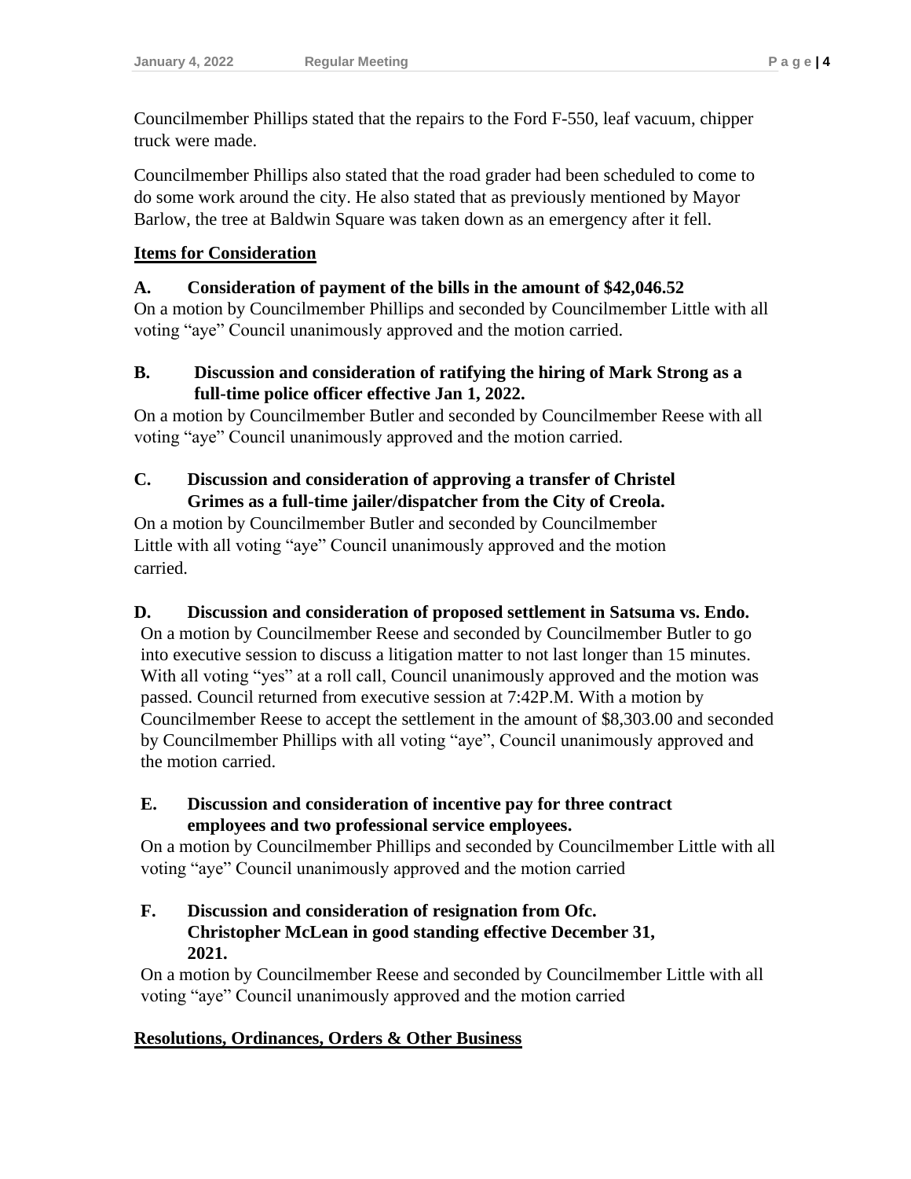Councilmember Phillips stated that the repairs to the Ford F-550, leaf vacuum, chipper truck were made.

Councilmember Phillips also stated that the road grader had been scheduled to come to do some work around the city. He also stated that as previously mentioned by Mayor Barlow, the tree at Baldwin Square was taken down as an emergency after it fell.

## Items for Consideration

**A. Consideration of payment of the bills in the amount of $42,046.52**

On a motion by Councilmember Phillips and seconded by Councilmember Little with all voting "aye" Council unanimously approved and the motion carried.

**B. Discussion and consideration of ratifying the hiring of Mark Strong as a full-time police officer effective Jan 1, 2022.**

On a motion by Councilmember Butler and seconded by Councilmember Reese with all voting "aye" Council unanimously approved and the motion carried.

**C. Discussion and consideration of approving a transfer of Christel Grimes as a full-time jailer/dispatcher from the City of Creola.**

On a motion by Councilmember Butler and seconded by Councilmember Little with all voting "aye" Council unanimously approved and the motion carried.

**D. Discussion and consideration of proposed settlement in Satsuma vs. Endo.**

On a motion by Councilmember Reese and seconded by Councilmember Butler to go into executive session to discuss a litigation matter to not last longer than 15 minutes. With all voting "yes" at a roll call, Council unanimously approved and the motion was passed. Council returned from executive session at 7:42P.M. With a motion by Councilmember Reese to accept the settlement in the amount of $8,303.00 and seconded by Councilmember Phillips with all voting "aye", Council unanimously approved and the motion carried.

**E. Discussion and consideration of incentive pay for three contract employees and two professional service employees.**

On a motion by Councilmember Phillips and seconded by Councilmember Little with all voting "aye" Council unanimously approved and the motion carried

**F. Discussion and consideration of resignation from Ofc. Christopher McLean in good standing effective December 31, 2021.**

On a motion by Councilmember Reese and seconded by Councilmember Little with all voting "aye" Council unanimously approved and the motion carried

## Resolutions, Ordinances, Orders & Other Business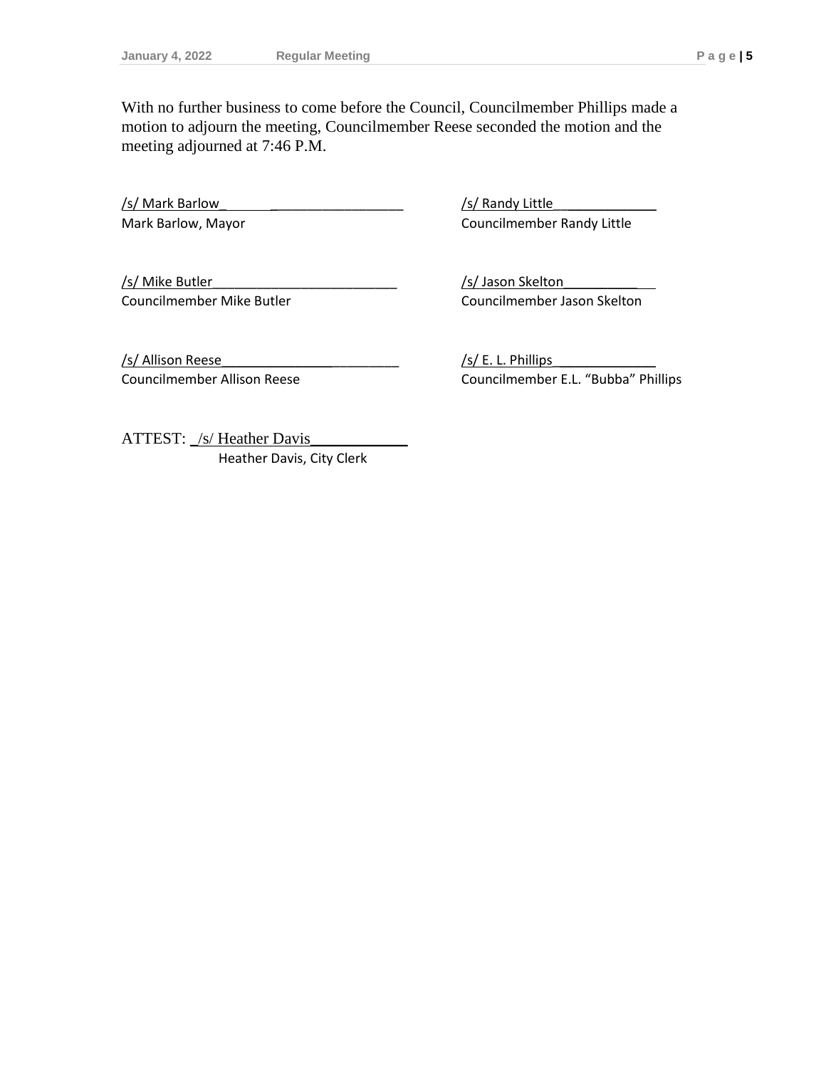With no further business to come before the Council, Councilmember Phillips made a motion to adjourn the meeting, Councilmember Reese seconded the motion and the meeting adjourned at 7:46 P.M.

/s/ Mark Barlow
Mark Barlow, Mayor

/s/ Randy Little
Councilmember Randy Little

/s/ Mike Butler
Councilmember Mike Butler

/s/ Jason Skelton
Councilmember Jason Skelton

/s/ Allison Reese
Councilmember Allison Reese

/s/ E. L. Phillips
Councilmember E.L. "Bubba" Phillips

ATTEST: /s/ Heather Davis
Heather Davis, City Clerk